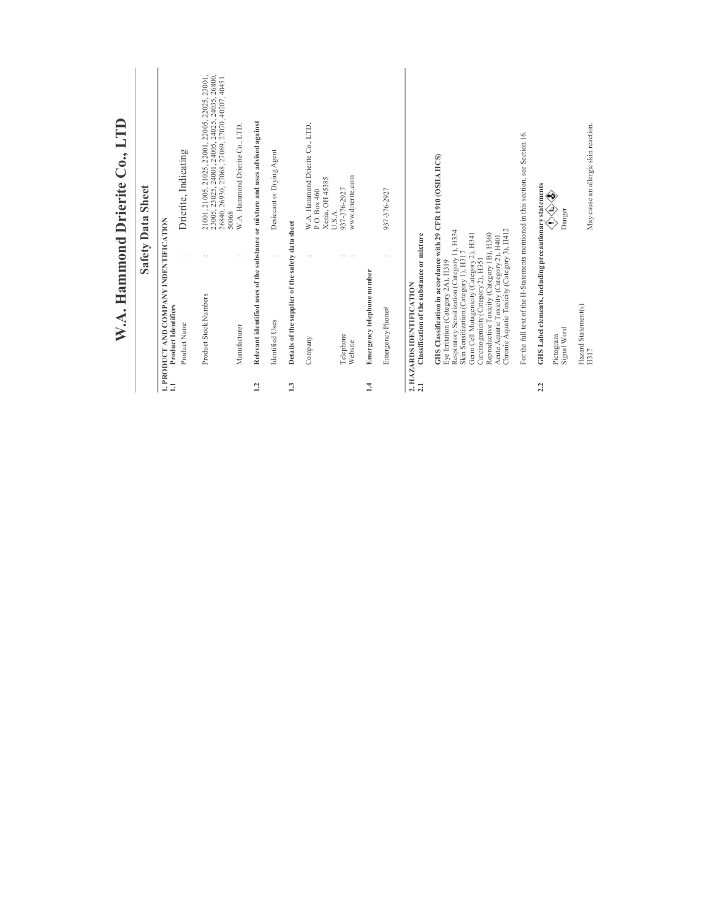# W.A. Hammond Drierite Co., LTD

## Safety Data Sheet

### 1. PRODUCT AND COMPANY INDENTIFICATION

**1.1 Product Identifiers**

Product Name : Drierite, Indicating

Product Stock Numbers : 21001, 21005, 21025, 22001, 22005, 22025, 23001, 23005, 23025, 24001, 24005, 24025, 24035, 26800, 26840, 26930, 27068, 27069, 27070, 40207, 40451, 50068

Manufacturer : W.A. Hammond Drierite Co., LTD.

**1.2 Relevant identified uses of the substance or mixture and uses advised against**

Identified Uses : Desiccant or Drying Agent

**1.3 Details of the supplier of the safety data sheet**

Company : W.A. Hammond Drierite Co., LTD.
P.O. Box 460
Xenia, OH 45385
U.S.A.

Telephone : 937-376-2927

Website : www.drierite.com

**1.4 Emergency telephone number**

Emergency Phone# : 937-376-2927

### 2. HAZARDS IDENTIFICATION

**2.1 Classification of the substance or mixture**

**GHS Classification in accordance with 29 CFR 1910 (OSHA HCS)**

Eye Irritation (Category 2A), H319
Respiratory Sensitization (Category 1), H334
Skin Sensitization (Category 1), H317
Germ Cell Mutagenicity (Category 2), H341
Carcinogenicity (Category 2), H351
Reproductive Toxicity (Category 1B), H360
Acute Aquatic Toxicity (Category 2), H401
Chronic Aquatic Toxicity (Category 3), H412

For the full text of the H-Statements mentioned in this section, see Section 16.

**2.2 GHS Label elements, including precautionary statements**

Pictogram

Signal Word Danger

Hazard Statement(s)

H317 May cause an allergic skin reaction.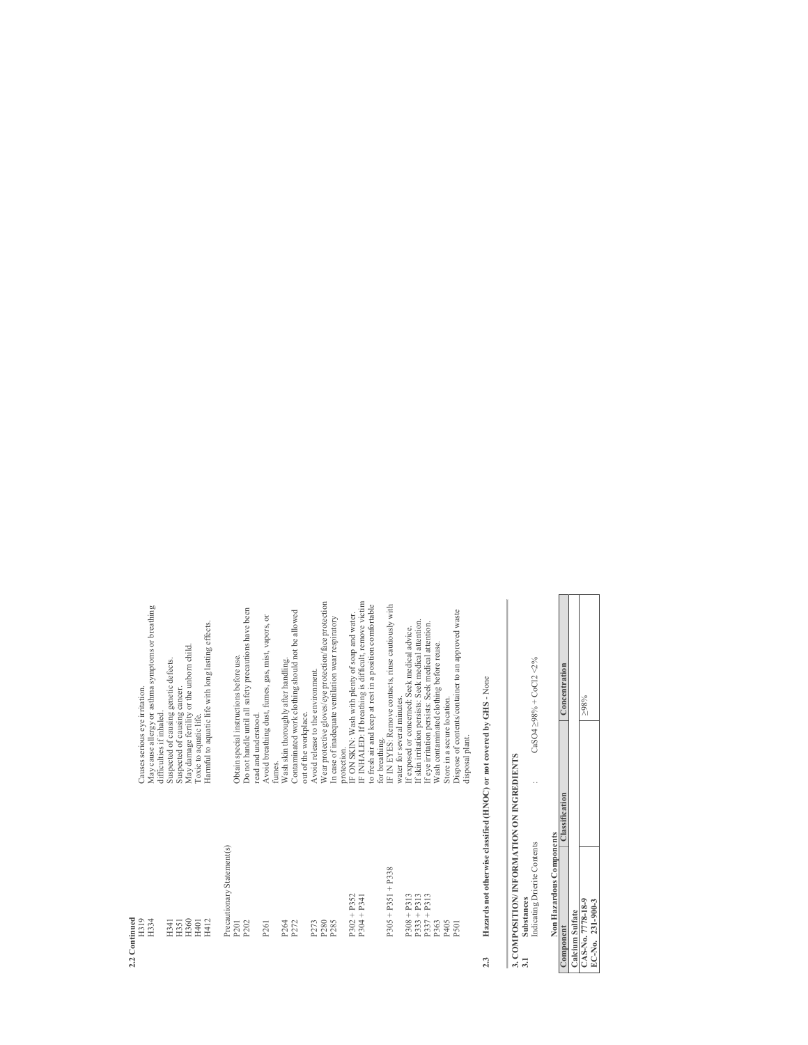**2.2 Continued**

| | |
|---|---|
| H319 | Causes serious eye irritation. |
| H334 | May cause allergy or asthma symptoms or breathing difficulties if inhaled. |
| H341 | Suspected of causing genetic defects. |
| H351 | Suspected of causing cancer. |
| H360 | May damage fertility or the unborn child. |
| H401 | Toxic to aquatic life. |
| H412 | Harmful to aquatic life with long lasting effects. |

Precautionary Statement(s)

| | |
|---|---|
| P201 | Obtain special instructions before use. |
| P202 | Do not handle until all safety precautions have been read and understood. |
| P261 | Avoid breathing dust, fumes, gas, mist, vapors, or fumes. |
| P264 | Wash skin thoroughly after handling. |
| P272 | Contaminated work clothing should not be allowed out of the workplace. |
| P273 | Avoid release to the environment. |
| P280 | Wear protective gloves/eye protection/face protection |
| P285 | In case of inadequate ventilation wear respiratory protection. |
| P302 + P352 | IF ON SKIN: Wash with plenty of soap and water. |
| P304 + P341 | IF INHALED: If breathing is difficult, remove victim to fresh air and keep at rest in a position comfortable for breathing. |
| P305 + P351 + P338 | IF IN EYES: Remove contacts, rinse cautiously with water for several minutes. |
| P308 + P313 | If exposed or concerned: Seek medical advice. |
| P333 + P313 | If skin irritation persists: Seek medical attention. |
| P337 + P313 | If eye irritation persists: Seek medical attention. |
| P363 | Wash contaminated clothing before reuse. |
| P405 | Store in a secure location. |
| P501 | Dispose of contents/container to an approved waste disposal plant. |

**2.3 Hazards not otherwise classified (HNOC) or not covered by GHS** - None

## 3. COMPOSITION/ INFORMATION ON INGREDIENTS

**3.1 Substances**

Indicating Drierite Contents : $CaSO_4$ ≥98% + $CoCl_2$ <2%

**Non Hazardous Components**

| Component | Classification | Concentration |
|---|---|---|
| **Calcium Sulfate** | | |
| **CAS-No. 7778-18-9** | | ≥98% |
| **EC-No. 231-900-3** | | |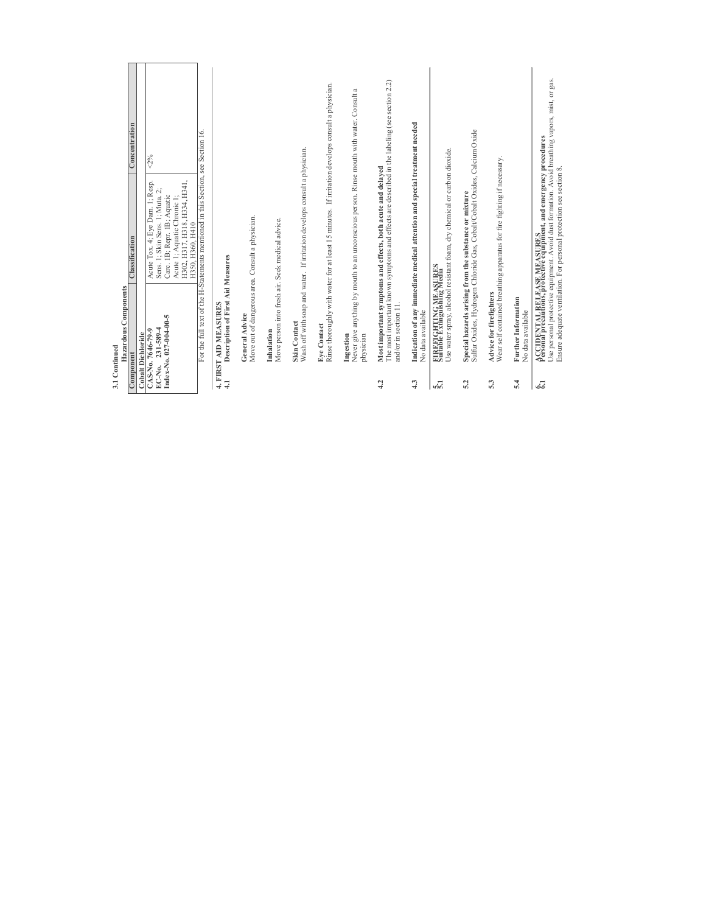**3.1 Continued**

**Hazardous Components**

| Component | Classification | Concentration |
|---|---|---|
| **Cobalt Dichloride**<br>**CAS-No. 7646-79-9**<br>**EC-No. 231-589-4**<br>**Index-No. 027-004-00-5** | Acute Tox. 4; Eye Dam. 1; Resp. Sens. 1; Skin Sens. 1; Muta. 2; Carc. 1B; Repr. 1B; Aquatic Acute 1; Aquatic Chronic 1; H302, H317, H318, H334, H341, H350, H360, H410 | <2% |

For the full text of the H-Statements mentioned in this Section, see Section 16.

## 4. FIRST AID MEASURES

**4.1 Description of First Aid Measures**

**General Advice**
Move out of dangerous area. Consult a physician.

**Inhalation**
Move person into fresh air. Seek medical advice.

**Skin Contact**
Wash off with soap and water. If irritation develops consult a physician.

**Eye Contact**
Rinse thoroughly with water for at least 15 minutes. If irritation develops consult a physician.

**Ingestion**
Never give anything by mouth to an unconscious person. Rinse mouth with water. Consult a physician

**4.2 Most important symptoms and effects, both acute and delayed**
The most important known symptoms and effects are described in the labeling (see section 2.2) and/or in section 11.

**4.3 Indication of any immediate medical attention and special treatment needed**
No data available

## 5. FIREFIGHTING MEASURES

**5.1 Suitable Extinguishing Media**
Use water spray, alcohol resistant foam, dry chemical or carbon dioxide.

**5.2 Special hazards arising from the substance or mixture**
Sulfur Oxides, Hydrogen Chloride Gas, Cobalt/Cobalt Oxides, Calcium Oxide

**5.3 Advice for firefighters**
Wear self contained breathing apparatus for fire fighting if necessary.

**5.4 Further Information**
No data available

## 6. ACCIDENTAL RELEASE MEASURES

**6.1 Personal precautions, protective equipment, and emergency procedures**
Use personal protective equipment. Avoid dust formation. Avoid breathing vapors, mist, or gas. Ensure adequate ventilation. For personal protection see section 8.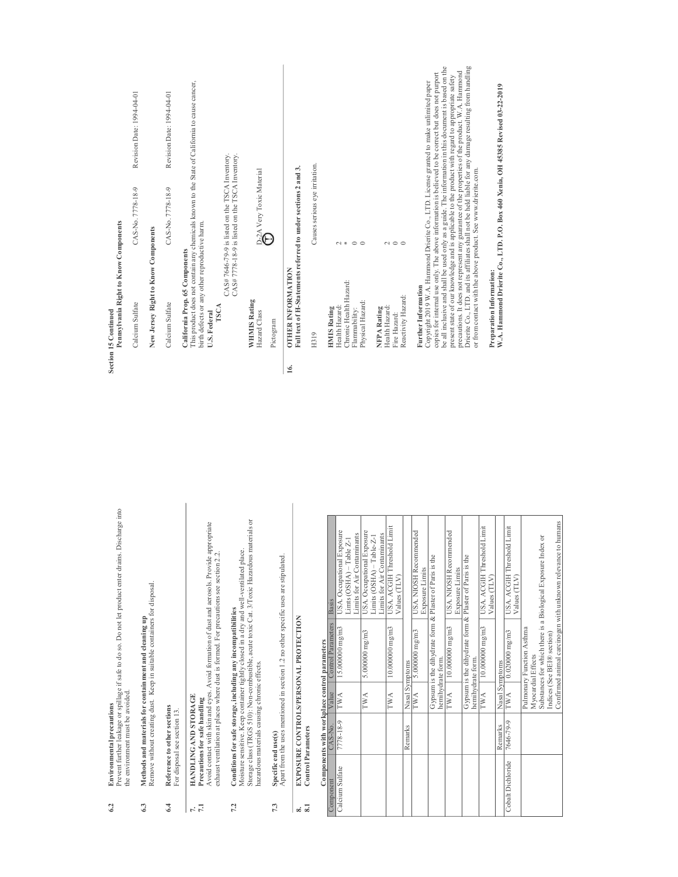**6.2 Environmental precautions**
Prevent further leakage or spillage if safe to do so. Do not let product enter drains. Discharge into the environment must be avoided.

**6.3 Methods and materials for containment and cleaning up**
Remove without creating dust. Keep in suitable containers for disposal.

**6.4 Reference to other sections**
For disposal see section 13.

## 7. HANDLING AND STORAGE

**7.1 Precautions for safe handling**
Avoid contact with skin and eyes. Avoid formation of dust and aerosols. Provide appropriate exhaust ventilation at places where dust is formed. For precautions see section 2.2.

**7.2 Conditions for safe storage, including any incompatibilities**
Moisture sensitive. Keep container tightly closed in a dry and well-ventilated place.
Storage class (TRGS 510): Non-combustible, acute toxic Cat. 3/Toxic Hazardous materials or hazardous materials causing chronic effects.

**7.3 Specific end use(s)**
Apart from the uses mentioned in section 1.2 no other specific uses are stipulated.

## 8. EXPOSURE CONTROLS/PERSONAL PROTECTION

**8.1 Control Parameters**

**Components with workplace control parameters**

| Component | CAS-No. | Value | Control Parameters | Basis |
|---|---|---|---|---|
| Calcium Sulfate | 7778-18-9 | TWA | 15.000000 mg/m3 | USA. Occupational Exposure Limits (OSHA) – Table Z-1 Limits for Air Contaminants |
| | | TWA | 5.000000 mg/m3 | USA. Occupational Exposure Limits (OSHA) – Table Z-1 Limits for Air Contaminants |
| | | TWA | 10.000000 mg/m3 | USA. ACGIH Threshold Limit Values (TLV) |
| | Remarks | Nasal Symptoms | | |
| | | TWA | 5.000000 mg/m3 | USA. NIOSH Recommended Exposure Limits |
| | | Gypsum is the dihydrate form & Plaster of Paris is the hemihydrate form. | | |
| | | TWA | 10.000000 mg/m3 | USA. NIOSH Recommended Exposure Limits |
| | | Gypsum is the dihydrate form & Plaster of Paris is the hemihydrate form. | | |
| | | TWA | 10.000000 mg/m3 | USA. ACGIH Threshold Limit Values (TLV) |
| | Remarks | Nasal Symptoms | | |
| Cobalt Dichloride | 7646-79-9 | TWA | 0.020000 mg/m3 | USA. ACGIH Threshold Limit Values (TLV) |
| | | Pulmonary Function Asthma<br>Myocardial Effects<br>Substances for which there is a Biological Exposure Index or Indices (See BEI® section)<br>Confirmed animal carcinogen with unknown relevance to humans | | |

**Section 15 Continued**

**Pennsylvania Right to Know Components**

| | | |
|---|---|---|
| Calcium Sulfate | CAS-No. 7778-18-9 | Revision Date: 1994-04-01 |

**New Jersey Right to Know Components**

| | | |
|---|---|---|
| Calcium Sulfate | CAS-No. 7778-18-9 | Revision Date: 1994-04-01 |

**California Prop. 65 Components**
This product does not contain any chemicals known to the State of California to cause cancer, birth defects or any other reproductive harm.

**U.S. Federal**
**TSCA**
CAS# 7646-79-9 is listed on the TSCA Inventory.
CAS# 7778-18-9 is listed on the TSCA Inventory.

**WHMIS Rating**
Hazard Class: D-2A Very Toxic Material
Pictogram

## 16. OTHER INFORMATION

**Full text of H-Statements referred to under sections 2 and 3.**

H319 Causes serious eye irritation.

**HMIS Rating**
Health Hazard: 2
Chronic Health Hazard: *
Flammability: 0
Physical Hazard: 0

**NFPA Rating**
Health Hazard: 2
Fire Hazard: 0
Reactivity Hazard: 0

**Further Information**
Copyright 2019 W.A. Hammond Drierite Co., LTD. License granted to make unlimited paper copies for internal use only. The above information is believed to be correct but does not purport be all inclusive and shall be used only as a guide. The information in this document is based on the present state of our knowledge and is applicable to the product with regard to appropriate safety precautions. It does not represent any guarantee of the properties of the product. W.A. Hammond Drierite Co., LTD. and its affiliates shall not be held liable for any damage resulting from handling or from contact with the above product. See www.drierite.com.

**Preparation Information:**
**W.A. Hammond Drierite Co., LTD. P.O. Box 460 Xenia, OH 45385 Revised 03-22-2019**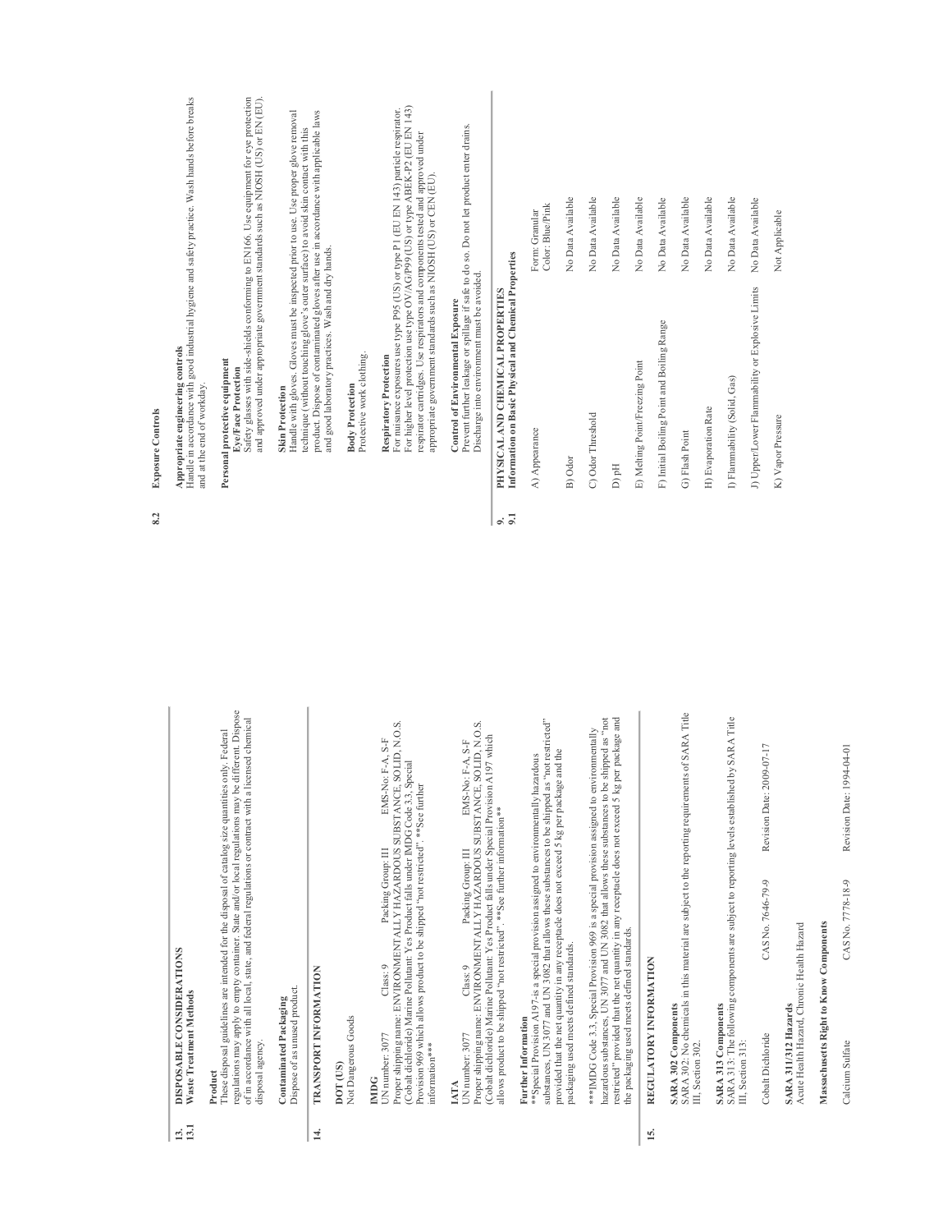## 8.2 Exposure Controls

**Appropriate engineering controls**
Handle in accordance with good industrial hygiene and safety practice. Wash hands before breaks and at the end of workday.

**Personal protective equipment**

**Eye/Face Protection**
Safety glasses with side-shields conforming to EN166. Use equipment for eye protection and approved under appropriate government standards such as NIOSH (US) or EN (EU).

**Skin Protection**
Handle with gloves. Gloves must be inspected prior to use. Use proper glove removal technique (without touching glove's outer surface) to avoid skin contact with this product. Dispose of contaminated gloves after use in accordance with applicable laws and good laboratory practices. Wash and dry hands.

**Body Protection**
Protective work clothing.

**Respiratory Protection**
For nuisance exposures use type P95 (US) or type P1 (EU EN 143) particle respirator. For higher level protection use type OV/AG/P99 (US) or type ABEK-P2 (EU EN 143) respirator cartridges. Use respirators and components tested and approved under appropriate government standards such as NIOSH (US) or CEN (EU).

**Control of Environmental Exposure**
Prevent further leakage or spillage if safe to do so. Do not let product enter drains. Discharge into environment must be avoided.

# 9. PHYSICAL AND CHEMICAL PROPERTIES

## 9.1 Information on Basic Physical and Chemical Properties

| | |
|---|---|
| A) Appearance | Form: Granular<br>Color: Blue/Pink |
| B) Odor | No Data Available |
| C) Odor Threshold | No Data Available |
| D) pH | No Data Available |
| E) Melting Point/Freezing Point | No Data Available |
| F) Initial Boiling Point and Boiling Range | No Data Available |
| G) Flash Point | No Data Available |
| H) Evaporation Rate | No Data Available |
| I) Flammability (Solid, Gas) | No Data Available |
| J) Upper/Lower Flammability or Explosive Limits | No Data Available |
| K) Vapor Pressure | Not Applicable |

# 13. DISPOSABLE CONSIDERATIONS

## 13.1 Waste Treatment Methods

**Product**
These disposal guidelines are intended for the disposal of catalog size quantities only. Federal regulations may apply to empty container. State and/or local regulations may be different. Dispose of in accordance with all local, state, and federal regulations or contract with a licensed chemical disposal agency.

**Contaminated Packaging**
Dispose of as unused product.

# 14. TRANSPORT INFORMATION

**DOT (US)**
Not Dangerous Goods

**IMDG**
UN number: 3077 Class: 9 Packing Group: III EMS-No: F-A, S-F
Proper shipping name: ENVIRONMENTALLY HAZARDOUS SUBSTANCE, SOLID, N.O.S. (Cobalt dichloride) Marine Pollutant: Yes Product falls under IMDG Code 3.3, Special Provision 969 which allows product to be shipped "not restricted". **See further information***

**IATA**
UN number: 3077 Class: 9 Packing Group: III EMS-No: F-A, S-F
Proper shipping name: ENVIRONMENTALLY HAZARDOUS SUBSTANCE, SOLID, N.O.S. (Cobalt dichloride) Marine Pollutant: Yes Product falls under Special Provision A197 which allows product to be shipped "not restricted". **See further information**

**Further Information**
**Special Provision A197-is a special provision assigned to environmentally hazardous substances, UN 3077 and UN 3082 that allows these substances to be shipped as "not restricted" provided that the net quantity in any receptacle does not exceed 5 kg per package and the packaging used meets defined standards.

***IMDG Code 3.3, Special Provision 969 is a special provision assigned to environmentally hazardous substances, UN 3077 and UN 3082 that allows these substances to be shipped as "not restricted" provided that the net quantity in any receptacle does not exceed 5 kg per package and the packaging used meets defined standards.

# 15. REGULATORY INFORMATION

**SARA 302 Components**
SARA 302: No chemicals in this material are subject to the reporting requirements of SARA Title III, Section 302.

**SARA 313 Components**
SARA 313: The following components are subject to reporting levels established by SARA Title III, Section 313:

| | | |
|---|---|---|
| Cobalt Dichloride | CAS No. 7646-79-9 | Revision Date: 2009-07-17 |

**SARA 311/312 Hazards**
Acute Health Hazard, Chronic Health Hazard

**Massachusetts Right to Know Components**

| | | |
|---|---|---|
| Calcium Sulfate | CAS No. 7778-18-9 | Revision Date: 1994-04-01 |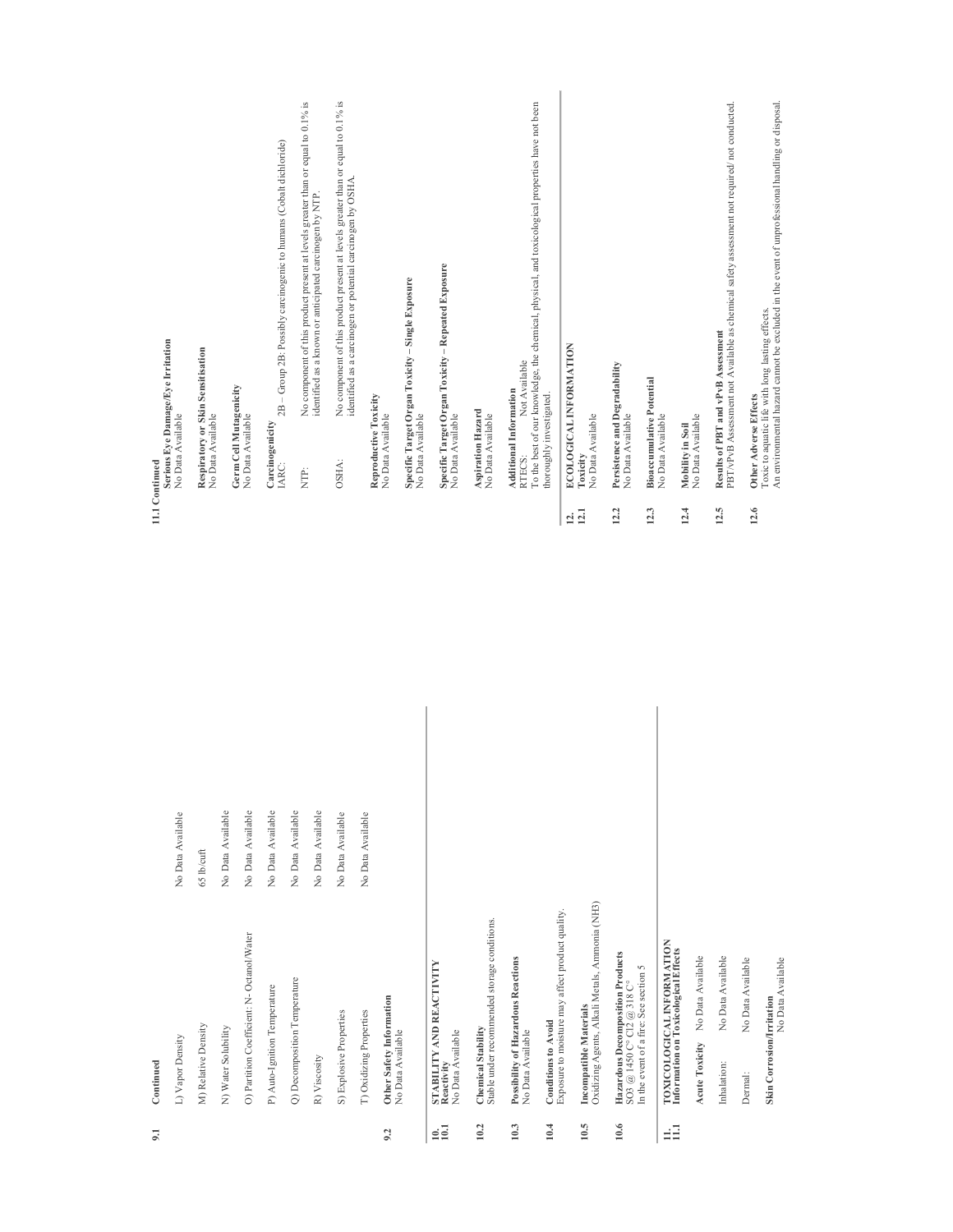**9.1 Continued**

| | |
|---|---|
| L) Vapor Density | No Data Available |
| M) Relative Density | 65 lb/cuft |
| N) Water Solubility | No Data Available |
| O) Partition Coefficient: N- Octanol/Water | No Data Available |
| P) Auto-Ignition Temperature | No Data Available |
| Q) Decomposition Temperature | No Data Available |
| R) Viscosity | No Data Available |
| S) Explosive Properties | No Data Available |
| T) Oxidizing Properties | No Data Available |

**9.2 Other Safety Information**
No Data Available

## 10. STABILITY AND REACTIVITY

**10.1 Reactivity**
No Data Available

**10.2 Chemical Stability**
Stable under recommended storage conditions.

**10.3 Possibility of Hazardous Reactions**
No Data Available

**10.4 Conditions to Avoid**
Exposure to moisture may affect product quality.

**10.5 Incompatible Materials**
Oxidizing Agents, Alkali Metals, Ammonia ($NH_3$)

**10.6 Hazardous Decomposition Products**
$SO_3$ @ 1450 C° $Cl_2$ @ 318 C°
In the event of a fire: See section 5

## 11. TOXICOLOGICAL INFORMATION

**11.1 Information on Toxicological Effects**

**Acute Toxicity** No Data Available

Inhalation: No Data Available

Dermal: No Data Available

**Skin Corrosion/Irritation**
No Data Available

**11.1 Continued**

**Serious Eye Damage/Eye Irritation**
No Data Available

**Respiratory or Skin Sensitisation**
No Data Available

**Germ Cell Mutagenicity**
No Data Available

**Carcinogenicity**

IARC: 2B – Group 2B: Possibly carcinogenic to humans (Cobalt dichloride)

NTP: No component of this product present at levels greater than or equal to 0.1% is identified as a known or anticipated carcinogen by NTP.

OSHA: No component of this product present at levels greater than or equal to 0.1% is identified as a carcinogen or potential carcinogen by OSHA.

**Reproductive Toxicity**
No Data Available

**Specific Target Organ Toxicity – Single Exposure**
No Data Available

**Specific Target Organ Toxicity – Repeated Exposure**
No Data Available

**Aspiration Hazard**
No Data Available

**Additional Information**
RTECS: Not Available
To the best of our knowledge, the chemical, physical, and toxicological properties have not been thoroughly investigated.

## 12. ECOLOGICAL INFORMATION

**12.1 Toxicity**
No Data Available

**12.2 Persistence and Degradability**
No Data Available

**12.3 Bioaccumulative Potential**
No Data Available

**12.4 Mobility in Soil**
No Data Available

**12.5 Results of PBT and vPvB Assessment**
PBT/vPvB Assessment not Available as chemical safety assessment not required/ not conducted.

**12.6 Other Adverse Effects**
Toxic to aquatic life with long lasting effects.
An environmental hazard cannot be excluded in the event of unprofessional handling or disposal.